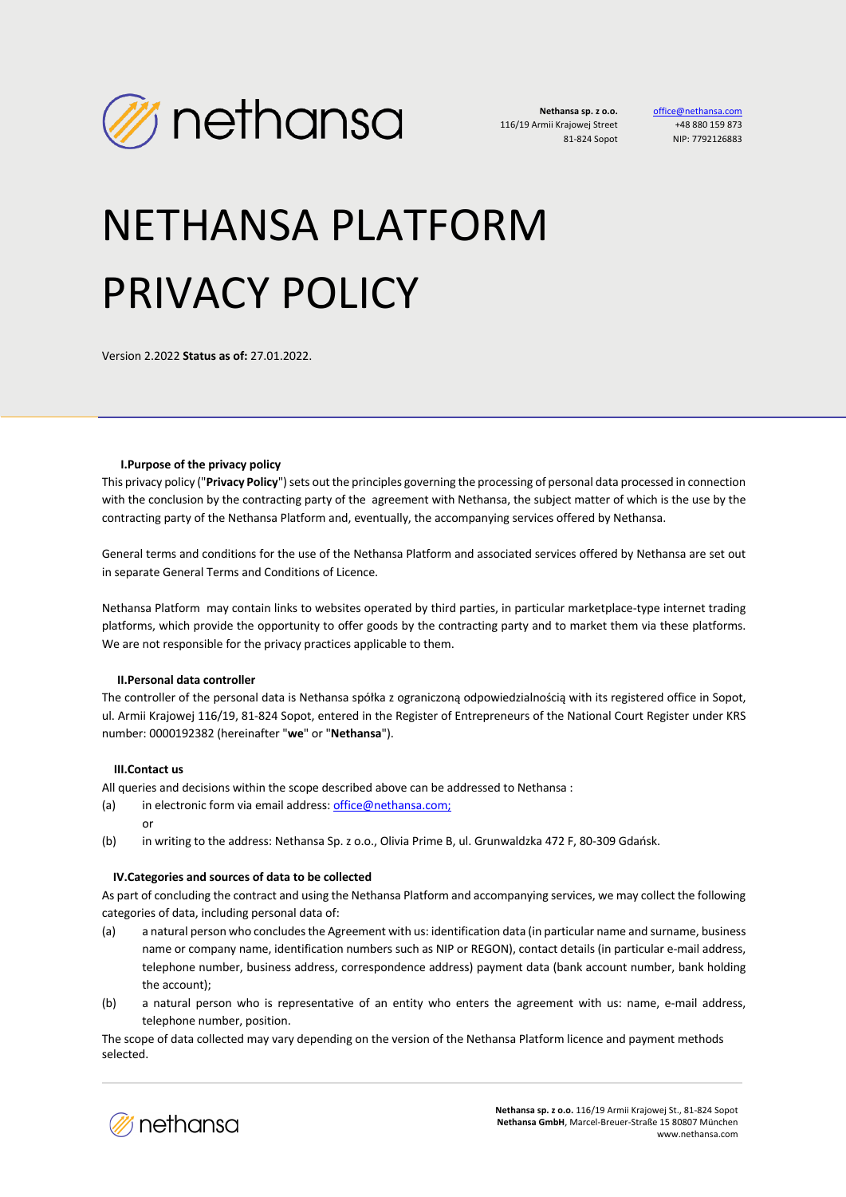Nethansa sp. z o.o.
116/19 Armii Krajowej Street
81-824 Sopot

office@nethansa.com
+48 880 159 873
NIP: 7792126883

# NETHANSA PLATFORM PRIVACY POLICY

Version 2.2022 **Status as of:** 27.01.2022.

## I. Purpose of the privacy policy

This privacy policy ("**Privacy Policy**") sets out the principles governing the processing of personal data processed in connection with the conclusion by the contracting party of the agreement with Nethansa, the subject matter of which is the use by the contracting party of the Nethansa Platform and, eventually, the accompanying services offered by Nethansa.

General terms and conditions for the use of the Nethansa Platform and associated services offered by Nethansa are set out in separate General Terms and Conditions of Licence.

Nethansa Platform may contain links to websites operated by third parties, in particular marketplace-type internet trading platforms, which provide the opportunity to offer goods by the contracting party and to market them via these platforms. We are not responsible for the privacy practices applicable to them.

## II. Personal data controller

The controller of the personal data is Nethansa spółka z ograniczoną odpowiedzialnością with its registered office in Sopot, ul. Armii Krajowej 116/19, 81-824 Sopot, entered in the Register of Entrepreneurs of the National Court Register under KRS number: 0000192382 (hereinafter "**we**" or "**Nethansa**").

## III. Contact us

All queries and decisions within the scope described above can be addressed to Nethansa :

(a) in electronic form via email address: office@nethansa.com;

or

(b) in writing to the address: Nethansa Sp. z o.o., Olivia Prime B, ul. Grunwaldzka 472 F, 80-309 Gdańsk.

## IV. Categories and sources of data to be collected

As part of concluding the contract and using the Nethansa Platform and accompanying services, we may collect the following categories of data, including personal data of:

(a) a natural person who concludes the Agreement with us: identification data (in particular name and surname, business name or company name, identification numbers such as NIP or REGON), contact details (in particular e-mail address, telephone number, business address, correspondence address) payment data (bank account number, bank holding the account);

(b) a natural person who is representative of an entity who enters the agreement with us: name, e-mail address, telephone number, position.

The scope of data collected may vary depending on the version of the Nethansa Platform licence and payment methods selected.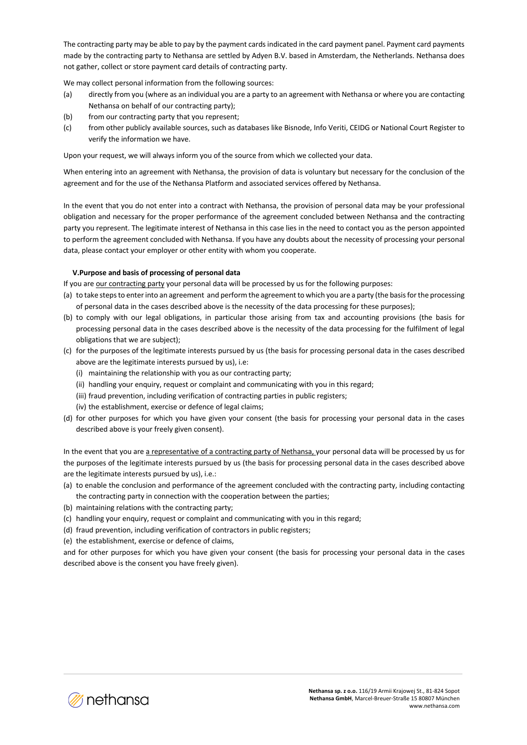The contracting party may be able to pay by the payment cards indicated in the card payment panel. Payment card payments made by the contracting party to Nethansa are settled by Adyen B.V. based in Amsterdam, the Netherlands. Nethansa does not gather, collect or store payment card details of contracting party.

We may collect personal information from the following sources:

(a) directly from you (where as an individual you are a party to an agreement with Nethansa or where you are contacting Nethansa on behalf of our contracting party);
(b) from our contracting party that you represent;
(c) from other publicly available sources, such as databases like Bisnode, Info Veriti, CEIDG or National Court Register to verify the information we have.

Upon your request, we will always inform you of the source from which we collected your data.

When entering into an agreement with Nethansa, the provision of data is voluntary but necessary for the conclusion of the agreement and for the use of the Nethansa Platform and associated services offered by Nethansa.

In the event that you do not enter into a contract with Nethansa, the provision of personal data may be your professional obligation and necessary for the proper performance of the agreement concluded between Nethansa and the contracting party you represent. The legitimate interest of Nethansa in this case lies in the need to contact you as the person appointed to perform the agreement concluded with Nethansa. If you have any doubts about the necessity of processing your personal data, please contact your employer or other entity with whom you cooperate.

**V.Purpose and basis of processing of personal data**

If you are our contracting party your personal data will be processed by us for the following purposes:

(a) to take steps to enter into an agreement and perform the agreement to which you are a party (the basis for the processing of personal data in the cases described above is the necessity of the data processing for these purposes);
(b) to comply with our legal obligations, in particular those arising from tax and accounting provisions (the basis for processing personal data in the cases described above is the necessity of the data processing for the fulfilment of legal obligations that we are subject);
(c) for the purposes of the legitimate interests pursued by us (the basis for processing personal data in the cases described above are the legitimate interests pursued by us), i.e:
    (i) maintaining the relationship with you as our contracting party;
    (ii) handling your enquiry, request or complaint and communicating with you in this regard;
    (iii) fraud prevention, including verification of contracting parties in public registers;
    (iv) the establishment, exercise or defence of legal claims;
(d) for other purposes for which you have given your consent (the basis for processing your personal data in the cases described above is your freely given consent).

In the event that you are a representative of a contracting party of Nethansa, your personal data will be processed by us for the purposes of the legitimate interests pursued by us (the basis for processing personal data in the cases described above are the legitimate interests pursued by us), i.e.:

(a) to enable the conclusion and performance of the agreement concluded with the contracting party, including contacting the contracting party in connection with the cooperation between the parties;
(b) maintaining relations with the contracting party;
(c) handling your enquiry, request or complaint and communicating with you in this regard;
(d) fraud prevention, including verification of contractors in public registers;
(e) the establishment, exercise or defence of claims,

and for other purposes for which you have given your consent (the basis for processing your personal data in the cases described above is the consent you have freely given).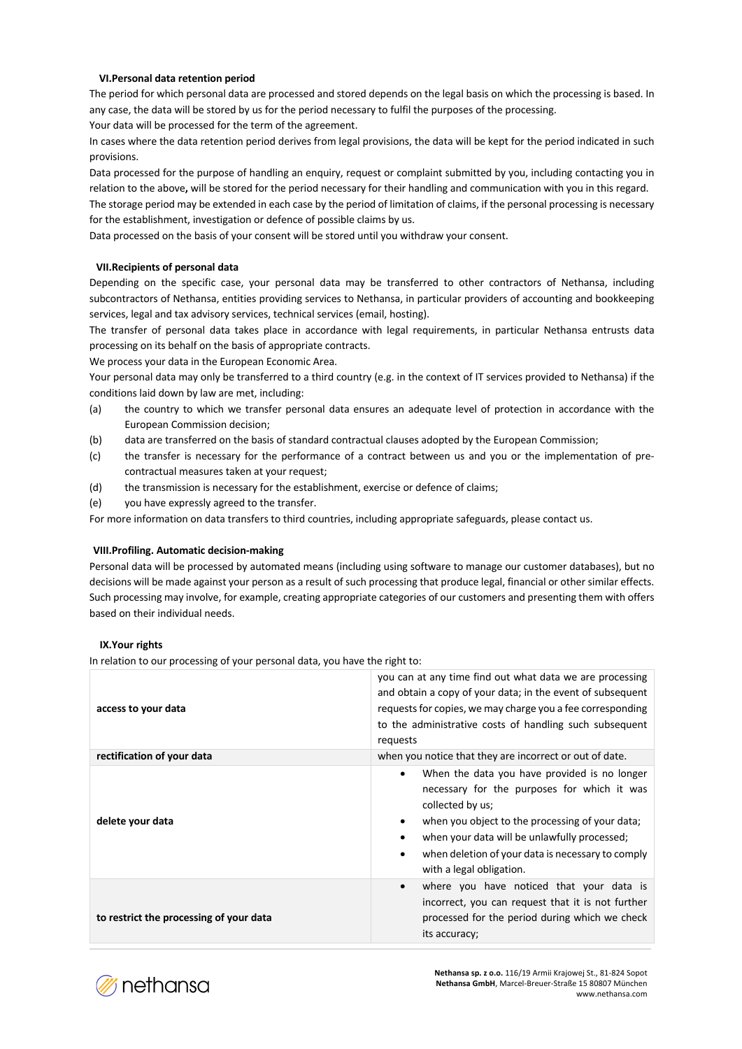### VI. Personal data retention period

The period for which personal data are processed and stored depends on the legal basis on which the processing is based. In any case, the data will be stored by us for the period necessary to fulfil the purposes of the processing.

Your data will be processed for the term of the agreement.

In cases where the data retention period derives from legal provisions, the data will be kept for the period indicated in such provisions.

Data processed for the purpose of handling an enquiry, request or complaint submitted by you, including contacting you in relation to the above, will be stored for the period necessary for their handling and communication with you in this regard.

The storage period may be extended in each case by the period of limitation of claims, if the personal processing is necessary for the establishment, investigation or defence of possible claims by us.

Data processed on the basis of your consent will be stored until you withdraw your consent.

### VII. Recipients of personal data

Depending on the specific case, your personal data may be transferred to other contractors of Nethansa, including subcontractors of Nethansa, entities providing services to Nethansa, in particular providers of accounting and bookkeeping services, legal and tax advisory services, technical services (email, hosting).

The transfer of personal data takes place in accordance with legal requirements, in particular Nethansa entrusts data processing on its behalf on the basis of appropriate contracts.

We process your data in the European Economic Area.

Your personal data may only be transferred to a third country (e.g. in the context of IT services provided to Nethansa) if the conditions laid down by law are met, including:

(a) the country to which we transfer personal data ensures an adequate level of protection in accordance with the European Commission decision;

(b) data are transferred on the basis of standard contractual clauses adopted by the European Commission;

(c) the transfer is necessary for the performance of a contract between us and you or the implementation of pre-contractual measures taken at your request;

(d) the transmission is necessary for the establishment, exercise or defence of claims;

(e) you have expressly agreed to the transfer.

For more information on data transfers to third countries, including appropriate safeguards, please contact us.

### VIII. Profiling. Automatic decision-making

Personal data will be processed by automated means (including using software to manage our customer databases), but no decisions will be made against your person as a result of such processing that produce legal, financial or other similar effects. Such processing may involve, for example, creating appropriate categories of our customers and presenting them with offers based on their individual needs.

### IX. Your rights

In relation to our processing of your personal data, you have the right to:

| | |
|---|---|
| **access to your data** | you can at any time find out what data we are processing and obtain a copy of your data; in the event of subsequent requests for copies, we may charge you a fee corresponding to the administrative costs of handling such subsequent requests |
| **rectification of your data** | when you notice that they are incorrect or out of date. |
| **delete your data** | • When the data you have provided is no longer necessary for the purposes for which it was collected by us;<br>• when you object to the processing of your data;<br>• when your data will be unlawfully processed;<br>• when deletion of your data is necessary to comply with a legal obligation. |
| **to restrict the processing of your data** | • where you have noticed that your data is incorrect, you can request that it is not further processed for the period during which we check its accuracy; |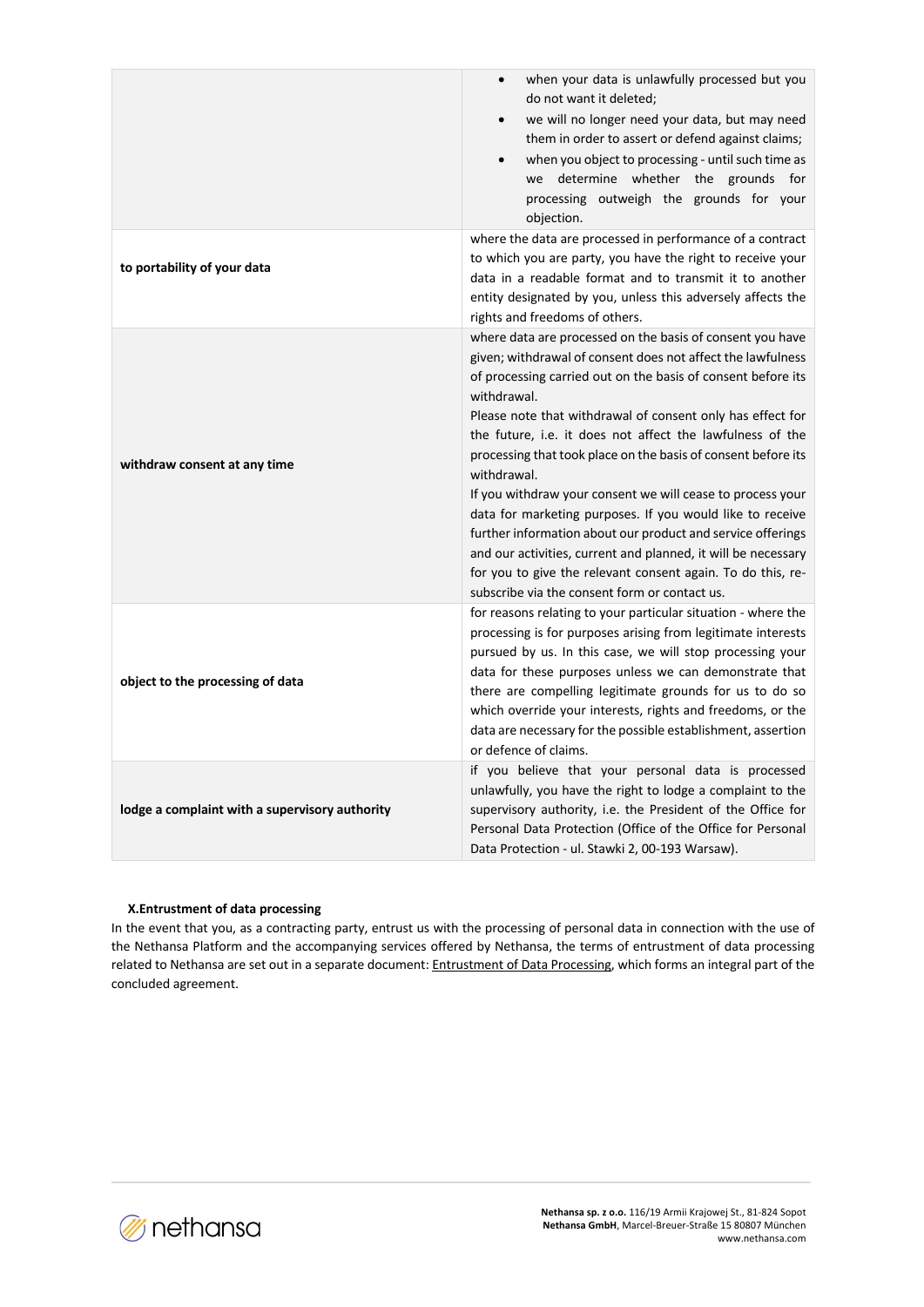| | |
|---|---|
| | • when your data is unlawfully processed but you do not want it deleted;<br>• we will no longer need your data, but may need them in order to assert or defend against claims;<br>• when you object to processing - until such time as we determine whether the grounds for processing outweigh the grounds for your objection. |
| **to portability of your data** | where the data are processed in performance of a contract to which you are party, you have the right to receive your data in a readable format and to transmit it to another entity designated by you, unless this adversely affects the rights and freedoms of others. |
| **withdraw consent at any time** | where data are processed on the basis of consent you have given; withdrawal of consent does not affect the lawfulness of processing carried out on the basis of consent before its withdrawal.<br>Please note that withdrawal of consent only has effect for the future, i.e. it does not affect the lawfulness of the processing that took place on the basis of consent before its withdrawal.<br>If you withdraw your consent we will cease to process your data for marketing purposes. If you would like to receive further information about our product and service offerings and our activities, current and planned, it will be necessary for you to give the relevant consent again. To do this, re-subscribe via the consent form or contact us. |
| **object to the processing of data** | for reasons relating to your particular situation - where the processing is for purposes arising from legitimate interests pursued by us. In this case, we will stop processing your data for these purposes unless we can demonstrate that there are compelling legitimate grounds for us to do so which override your interests, rights and freedoms, or the data are necessary for the possible establishment, assertion or defence of claims. |
| **lodge a complaint with a supervisory authority** | if you believe that your personal data is processed unlawfully, you have the right to lodge a complaint to the supervisory authority, i.e. the President of the Office for Personal Data Protection (Office of the Office for Personal Data Protection - ul. Stawki 2, 00-193 Warsaw). |

## X. Entrustment of data processing

In the event that you, as a contracting party, entrust us with the processing of personal data in connection with the use of the Nethansa Platform and the accompanying services offered by Nethansa, the terms of entrustment of data processing related to Nethansa are set out in a separate document: Entrustment of Data Processing, which forms an integral part of the concluded agreement.